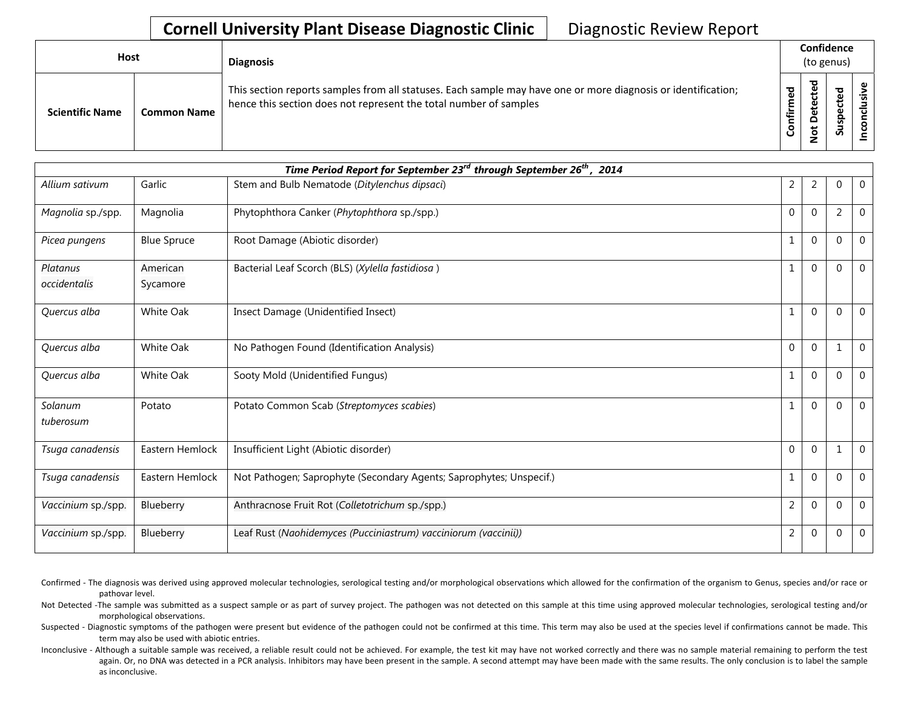# Cornell University Plant Disease Diagnostic Clinic

Diagnostic Review Report

| Host | | Diagnosis | Confidence (to genus) | | | |
|---|---|---|---|---|---|---|
| Scientific Name | Common Name | This section reports samples from all statuses. Each sample may have one or more diagnosis or identification; hence this section does not represent the total number of samples | Confirmed | Not Detected | Suspected | Inconclusive |
| ***Time Period Report for September 23rd through September 26th, 2014*** | | | | | | |
| *Allium sativum* | Garlic | Stem and Bulb Nematode (*Ditylenchus dipsaci*) | 2 | 2 | 0 | 0 |
| *Magnolia* sp./spp. | Magnolia | Phytophthora Canker (*Phytophthora* sp./spp.) | 0 | 0 | 2 | 0 |
| *Picea pungens* | Blue Spruce | Root Damage (Abiotic disorder) | 1 | 0 | 0 | 0 |
| *Platanus occidentalis* | American Sycamore | Bacterial Leaf Scorch (BLS) (*Xylella fastidiosa* ) | 1 | 0 | 0 | 0 |
| *Quercus alba* | White Oak | Insect Damage (Unidentified Insect) | 1 | 0 | 0 | 0 |
| *Quercus alba* | White Oak | No Pathogen Found (Identification Analysis) | 0 | 0 | 1 | 0 |
| *Quercus alba* | White Oak | Sooty Mold (Unidentified Fungus) | 1 | 0 | 0 | 0 |
| *Solanum tuberosum* | Potato | Potato Common Scab (*Streptomyces scabies*) | 1 | 0 | 0 | 0 |
| *Tsuga canadensis* | Eastern Hemlock | Insufficient Light (Abiotic disorder) | 0 | 0 | 1 | 0 |
| *Tsuga canadensis* | Eastern Hemlock | Not Pathogen; Saprophyte (Secondary Agents; Saprophytes; Unspecif.) | 1 | 0 | 0 | 0 |
| *Vaccinium* sp./spp. | Blueberry | Anthracnose Fruit Rot (*Colletotrichum* sp./spp.) | 2 | 0 | 0 | 0 |
| *Vaccinium* sp./spp. | Blueberry | Leaf Rust (*Naohidemyces (Pucciniastrum) vacciniorum (vaccinii)*) | 2 | 0 | 0 | 0 |

Confirmed - The diagnosis was derived using approved molecular technologies, serological testing and/or morphological observations which allowed for the confirmation of the organism to Genus, species and/or race or pathovar level.

Not Detected -The sample was submitted as a suspect sample or as part of survey project. The pathogen was not detected on this sample at this time using approved molecular technologies, serological testing and/or morphological observations.

Suspected - Diagnostic symptoms of the pathogen were present but evidence of the pathogen could not be confirmed at this time. This term may also be used at the species level if confirmations cannot be made. This term may also be used with abiotic entries.

Inconclusive - Although a suitable sample was received, a reliable result could not be achieved. For example, the test kit may have not worked correctly and there was no sample material remaining to perform the test again. Or, no DNA was detected in a PCR analysis. Inhibitors may have been present in the sample. A second attempt may have been made with the same results. The only conclusion is to label the sample as inconclusive.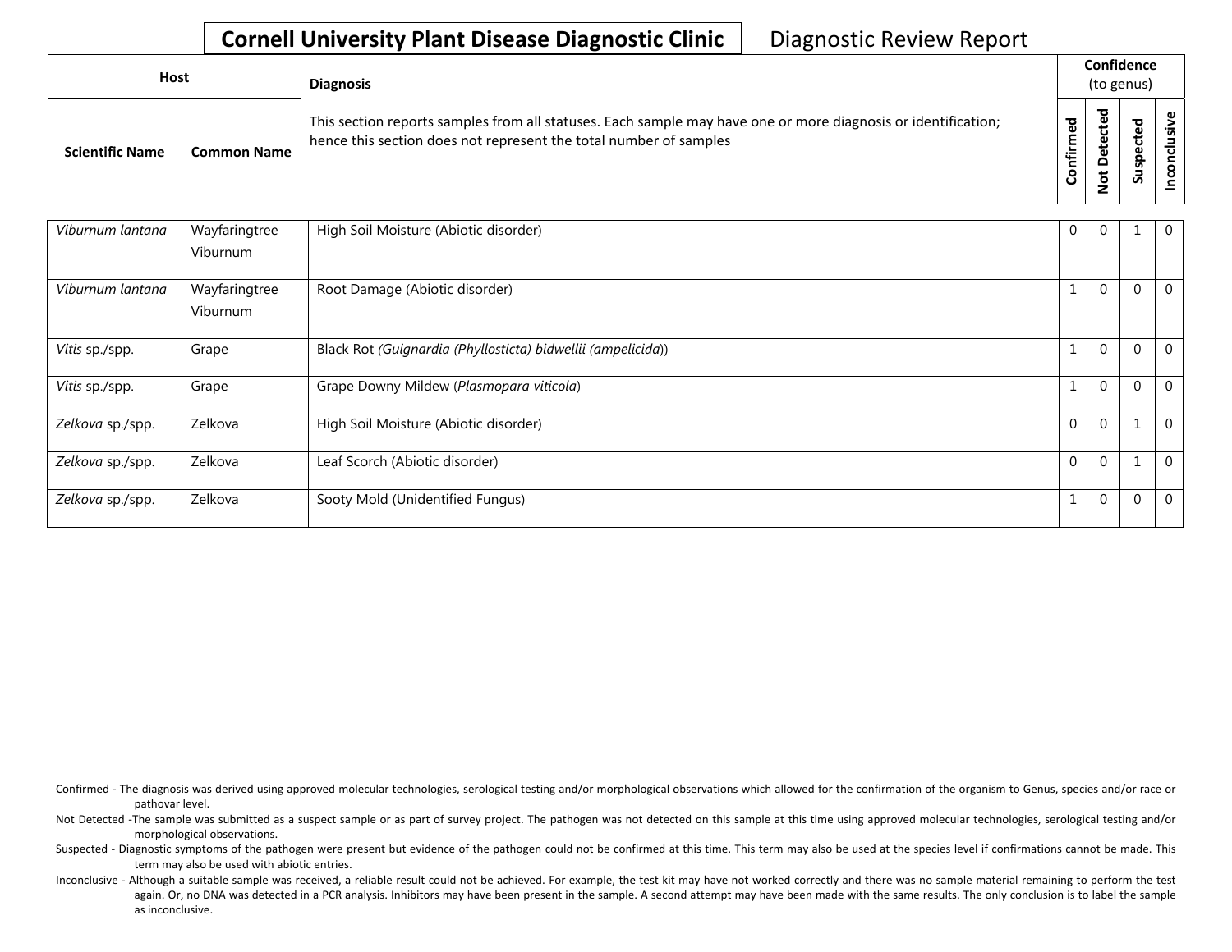# Cornell University Plant Disease Diagnostic Clinic

Diagnostic Review Report

| Host | | Diagnosis | Confidence (to genus) | | | |
|---|---|---|---|---|---|---|
| Scientific Name | Common Name | This section reports samples from all statuses. Each sample may have one or more diagnosis or identification; hence this section does not represent the total number of samples | Confirmed | Not Detected | Suspected | Inconclusive |
| *Viburnum lantana* | Wayfaringtree Viburnum | High Soil Moisture (Abiotic disorder) | 0 | 0 | 1 | 0 |
| *Viburnum lantana* | Wayfaringtree Viburnum | Root Damage (Abiotic disorder) | 1 | 0 | 0 | 0 |
| *Vitis* sp./spp. | Grape | Black Rot *(Guignardia (Phyllosticta) bidwellii (ampelicida)*) | 1 | 0 | 0 | 0 |
| *Vitis* sp./spp. | Grape | Grape Downy Mildew (*Plasmopara viticola*) | 1 | 0 | 0 | 0 |
| *Zelkova* sp./spp. | Zelkova | High Soil Moisture (Abiotic disorder) | 0 | 0 | 1 | 0 |
| *Zelkova* sp./spp. | Zelkova | Leaf Scorch (Abiotic disorder) | 0 | 0 | 1 | 0 |
| *Zelkova* sp./spp. | Zelkova | Sooty Mold (Unidentified Fungus) | 1 | 0 | 0 | 0 |

Confirmed - The diagnosis was derived using approved molecular technologies, serological testing and/or morphological observations which allowed for the confirmation of the organism to Genus, species and/or race or pathovar level.

Not Detected -The sample was submitted as a suspect sample or as part of survey project. The pathogen was not detected on this sample at this time using approved molecular technologies, serological testing and/or morphological observations.

Suspected - Diagnostic symptoms of the pathogen were present but evidence of the pathogen could not be confirmed at this time. This term may also be used at the species level if confirmations cannot be made. This term may also be used with abiotic entries.

Inconclusive - Although a suitable sample was received, a reliable result could not be achieved. For example, the test kit may have not worked correctly and there was no sample material remaining to perform the test again. Or, no DNA was detected in a PCR analysis. Inhibitors may have been present in the sample. A second attempt may have been made with the same results. The only conclusion is to label the sample as inconclusive.